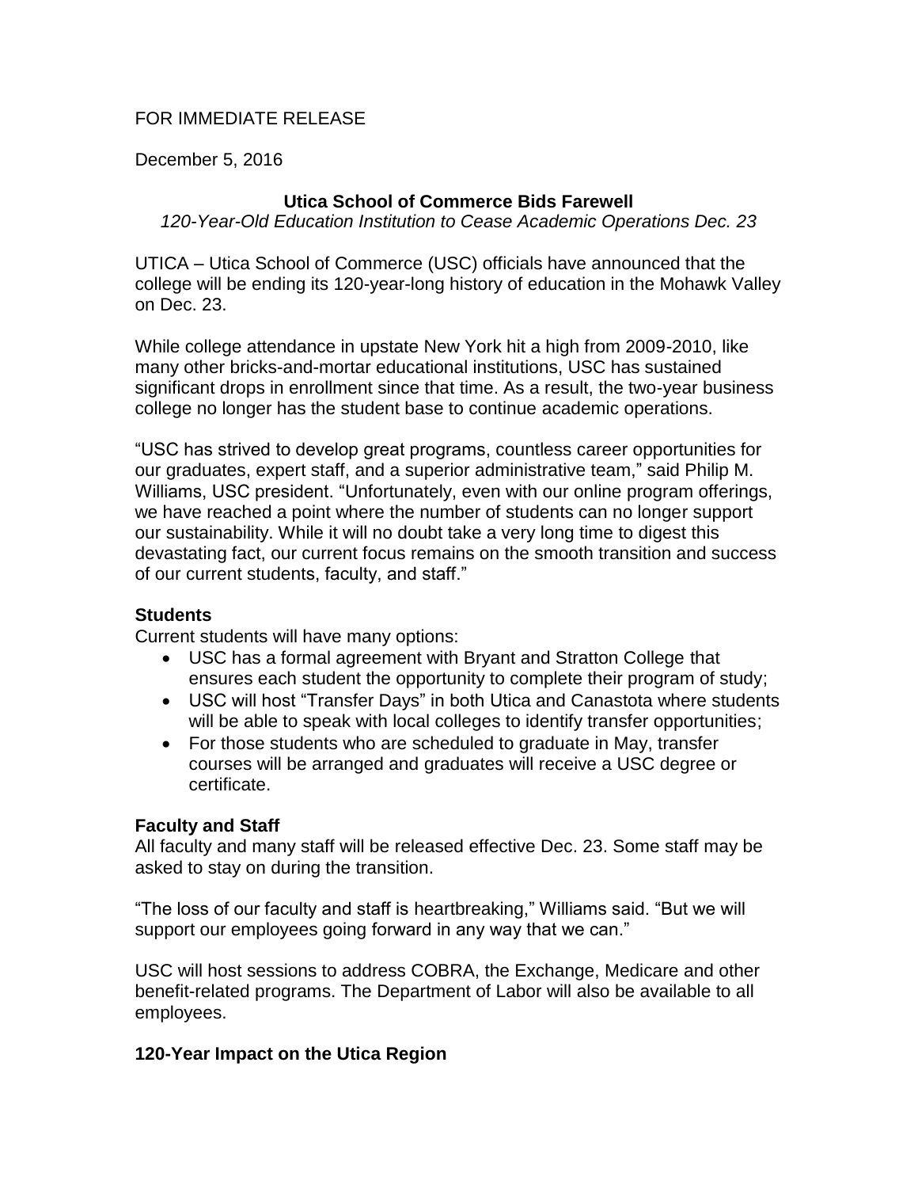FOR IMMEDIATE RELEASE

December 5, 2016

# Utica School of Commerce Bids Farewell

*120-Year-Old Education Institution to Cease Academic Operations Dec. 23*

UTICA – Utica School of Commerce (USC) officials have announced that the college will be ending its 120-year-long history of education in the Mohawk Valley on Dec. 23.

While college attendance in upstate New York hit a high from 2009-2010, like many other bricks-and-mortar educational institutions, USC has sustained significant drops in enrollment since that time. As a result, the two-year business college no longer has the student base to continue academic operations.

"USC has strived to develop great programs, countless career opportunities for our graduates, expert staff, and a superior administrative team," said Philip M. Williams, USC president. "Unfortunately, even with our online program offerings, we have reached a point where the number of students can no longer support our sustainability. While it will no doubt take a very long time to digest this devastating fact, our current focus remains on the smooth transition and success of our current students, faculty, and staff."

## Students

Current students will have many options:

- USC has a formal agreement with Bryant and Stratton College that ensures each student the opportunity to complete their program of study;
- USC will host "Transfer Days" in both Utica and Canastota where students will be able to speak with local colleges to identify transfer opportunities;
- For those students who are scheduled to graduate in May, transfer courses will be arranged and graduates will receive a USC degree or certificate.

## Faculty and Staff

All faculty and many staff will be released effective Dec. 23. Some staff may be asked to stay on during the transition.

"The loss of our faculty and staff is heartbreaking," Williams said. "But we will support our employees going forward in any way that we can."

USC will host sessions to address COBRA, the Exchange, Medicare and other benefit-related programs. The Department of Labor will also be available to all employees.

## 120-Year Impact on the Utica Region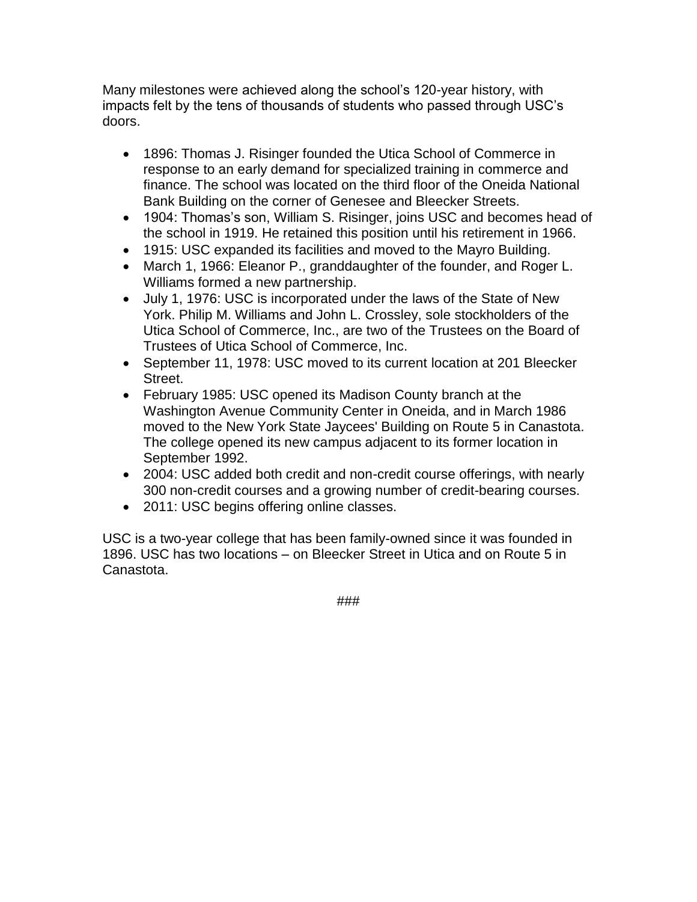Many milestones were achieved along the school's 120-year history, with impacts felt by the tens of thousands of students who passed through USC's doors.

- 1896: Thomas J. Risinger founded the Utica School of Commerce in response to an early demand for specialized training in commerce and finance. The school was located on the third floor of the Oneida National Bank Building on the corner of Genesee and Bleecker Streets.
- 1904: Thomas's son, William S. Risinger, joins USC and becomes head of the school in 1919. He retained this position until his retirement in 1966.
- 1915: USC expanded its facilities and moved to the Mayro Building.
- March 1, 1966: Eleanor P., granddaughter of the founder, and Roger L. Williams formed a new partnership.
- July 1, 1976: USC is incorporated under the laws of the State of New York. Philip M. Williams and John L. Crossley, sole stockholders of the Utica School of Commerce, Inc., are two of the Trustees on the Board of Trustees of Utica School of Commerce, Inc.
- September 11, 1978: USC moved to its current location at 201 Bleecker Street.
- February 1985: USC opened its Madison County branch at the Washington Avenue Community Center in Oneida, and in March 1986 moved to the New York State Jaycees' Building on Route 5 in Canastota. The college opened its new campus adjacent to its former location in September 1992.
- 2004: USC added both credit and non-credit course offerings, with nearly 300 non-credit courses and a growing number of credit-bearing courses.
- 2011: USC begins offering online classes.

USC is a two-year college that has been family-owned since it was founded in 1896. USC has two locations – on Bleecker Street in Utica and on Route 5 in Canastota.

###